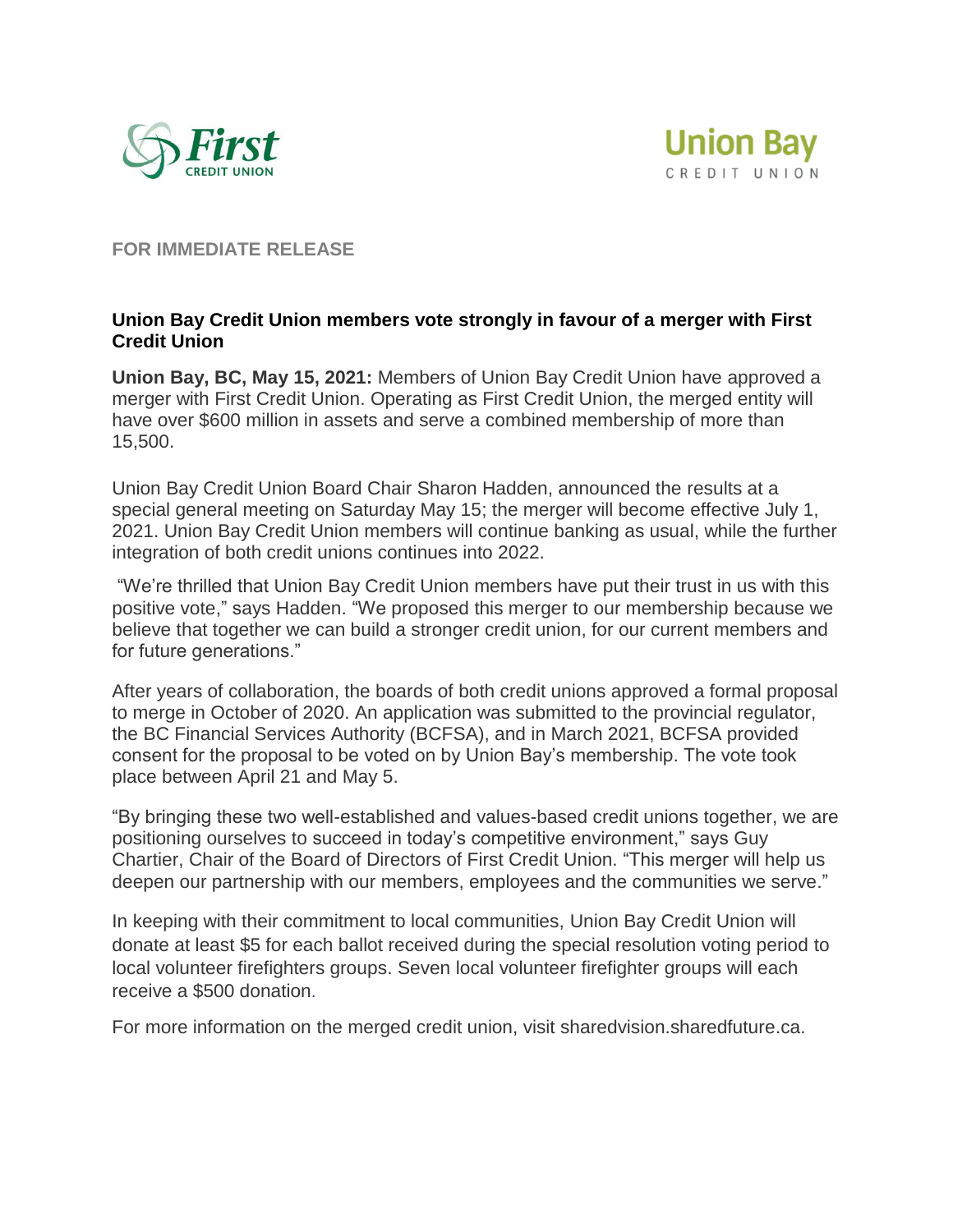First CREDIT UNION

Union Bay CREDIT UNION

**FOR IMMEDIATE RELEASE**

**Union Bay Credit Union members vote strongly in favour of a merger with First Credit Union**

**Union Bay, BC, May 15, 2021:** Members of Union Bay Credit Union have approved a merger with First Credit Union. Operating as First Credit Union, the merged entity will have over $600 million in assets and serve a combined membership of more than 15,500.

Union Bay Credit Union Board Chair Sharon Hadden, announced the results at a special general meeting on Saturday May 15; the merger will become effective July 1, 2021. Union Bay Credit Union members will continue banking as usual, while the further integration of both credit unions continues into 2022.

"We're thrilled that Union Bay Credit Union members have put their trust in us with this positive vote," says Hadden. "We proposed this merger to our membership because we believe that together we can build a stronger credit union, for our current members and for future generations."

After years of collaboration, the boards of both credit unions approved a formal proposal to merge in October of 2020. An application was submitted to the provincial regulator, the BC Financial Services Authority (BCFSA), and in March 2021, BCFSA provided consent for the proposal to be voted on by Union Bay's membership. The vote took place between April 21 and May 5.

"By bringing these two well-established and values-based credit unions together, we are positioning ourselves to succeed in today's competitive environment," says Guy Chartier, Chair of the Board of Directors of First Credit Union. "This merger will help us deepen our partnership with our members, employees and the communities we serve."

In keeping with their commitment to local communities, Union Bay Credit Union will donate at least $5 for each ballot received during the special resolution voting period to local volunteer firefighters groups. Seven local volunteer firefighter groups will each receive a $500 donation.

For more information on the merged credit union, visit sharedvision.sharedfuture.ca.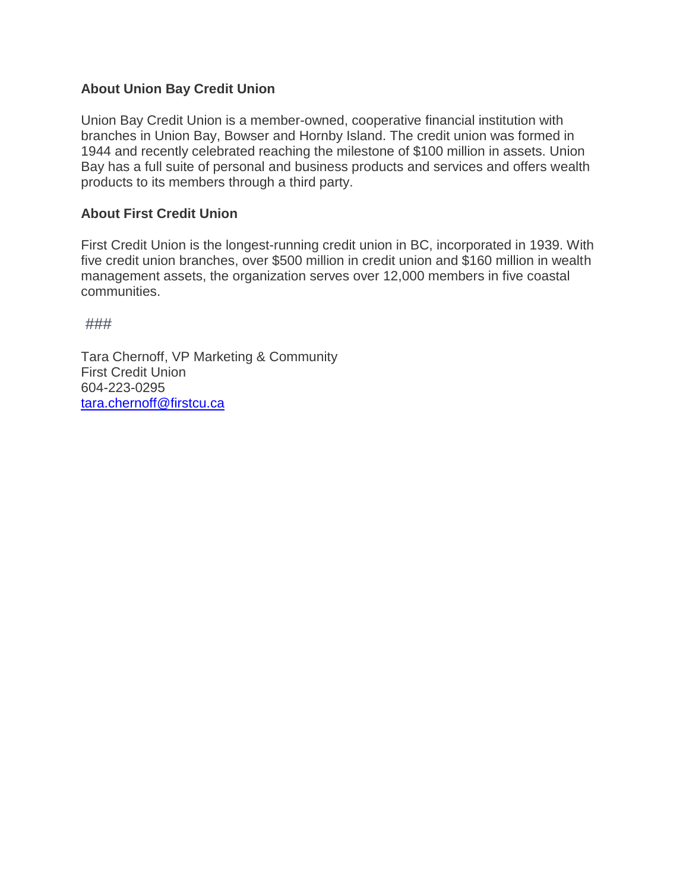**About Union Bay Credit Union**

Union Bay Credit Union is a member-owned, cooperative financial institution with branches in Union Bay, Bowser and Hornby Island. The credit union was formed in 1944 and recently celebrated reaching the milestone of $100 million in assets. Union Bay has a full suite of personal and business products and services and offers wealth products to its members through a third party.

**About First Credit Union**

First Credit Union is the longest-running credit union in BC, incorporated in 1939. With five credit union branches, over $500 million in credit union and $160 million in wealth management assets, the organization serves over 12,000 members in five coastal communities.

###

Tara Chernoff, VP Marketing & Community
First Credit Union
604-223-0295
tara.chernoff@firstcu.ca